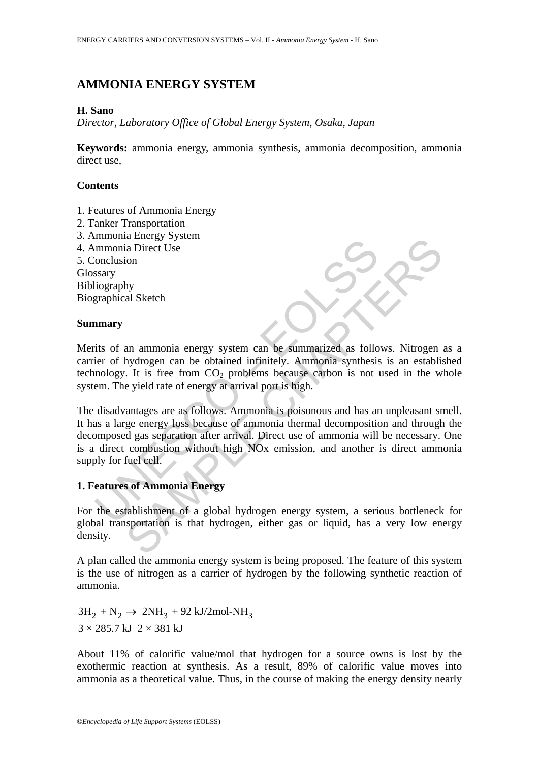# AMMONIA ENERGY SYSTEM

**H. Sano**

*Director, Laboratory Office of Global Energy System, Osaka, Japan*

**Keywords:** ammonia energy, ammonia synthesis, ammonia decomposition, ammonia direct use,

## Contents

1. Features of Ammonia Energy
2. Tanker Transportation
3. Ammonia Energy System
4. Ammonia Direct Use
5. Conclusion

Glossary
Bibliography
Biographical Sketch

## Summary

Merits of an ammonia energy system can be summarized as follows. Nitrogen as a carrier of hydrogen can be obtained infinitely. Ammonia synthesis is an established technology. It is free from $CO_2$ problems because carbon is not used in the whole system. The yield rate of energy at arrival port is high.

The disadvantages are as follows. Ammonia is poisonous and has an unpleasant smell. It has a large energy loss because of ammonia thermal decomposition and through the decomposed gas separation after arrival. Direct use of ammonia will be necessary. One is a direct combustion without high NOx emission, and another is direct ammonia supply for fuel cell.

## 1. Features of Ammonia Energy

For the establishment of a global hydrogen energy system, a serious bottleneck for global transportation is that hydrogen, either gas or liquid, has a very low energy density.

A plan called the ammonia energy system is being proposed. The feature of this system is the use of nitrogen as a carrier of hydrogen by the following synthetic reaction of ammonia.

$$3H_2 + N_2 \rightarrow 2NH_3 + 92 \text{ kJ/2mol-}NH_3$$
$$3 \times 285.7 \text{ kJ} \quad 2 \times 381 \text{ kJ}$$

About 11% of calorific value/mol that hydrogen for a source owns is lost by the exothermic reaction at synthesis. As a result, 89% of calorific value moves into ammonia as a theoretical value. Thus, in the course of making the energy density nearly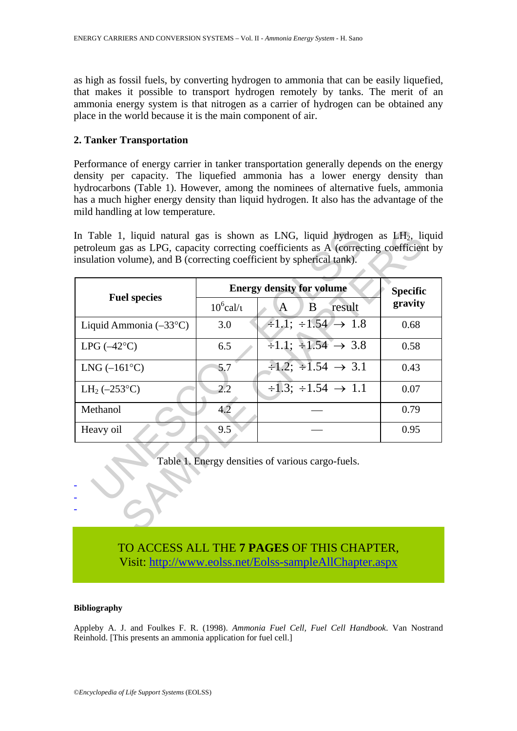as high as fossil fuels, by converting hydrogen to ammonia that can be easily liquefied, that makes it possible to transport hydrogen remotely by tanks. The merit of an ammonia energy system is that nitrogen as a carrier of hydrogen can be obtained any place in the world because it is the main component of air.

## 2. Tanker Transportation

Performance of energy carrier in tanker transportation generally depends on the energy density per capacity. The liquefied ammonia has a lower energy density than hydrocarbons (Table 1). However, among the nominees of alternative fuels, ammonia has a much higher energy density than liquid hydrogen. It also has the advantage of the mild handling at low temperature.

In Table 1, liquid natural gas is shown as LNG, liquid hydrogen as $LH_2$, liquid petroleum gas as LPG, capacity correcting coefficients as A (correcting coefficient by insulation volume), and B (correcting coefficient by spherical tank).

| Fuel species | Energy density for volume | | Specific gravity |
|---|---|---|---|
| | $10^6$cal/ι | A B result | |
| Liquid Ammonia (–33°C) | 3.0 | ÷1.1; ÷1.54 → 1.8 | 0.68 |
| LPG (–42°C) | 6.5 | ÷1.1; ÷1.54 → 3.8 | 0.58 |
| LNG (–161°C) | 5.7 | ÷1.2; ÷1.54 → 3.1 | 0.43 |
| $LH_2$ (–253°C) | 2.2 | ÷1.3; ÷1.54 → 1.1 | 0.07 |
| Methanol | 4.2 | — | 0.79 |
| Heavy oil | 9.5 | — | 0.95 |

Table 1. Energy densities of various cargo-fuels.

-
-
-

TO ACCESS ALL THE **7 PAGES** OF THIS CHAPTER,
Visit: http://www.eolss.net/Eolss-sampleAllChapter.aspx

#### Bibliography

Appleby A. J. and Foulkes F. R. (1998). *Ammonia Fuel Cell, Fuel Cell Handbook*. Van Nostrand Reinhold. [This presents an ammonia application for fuel cell.]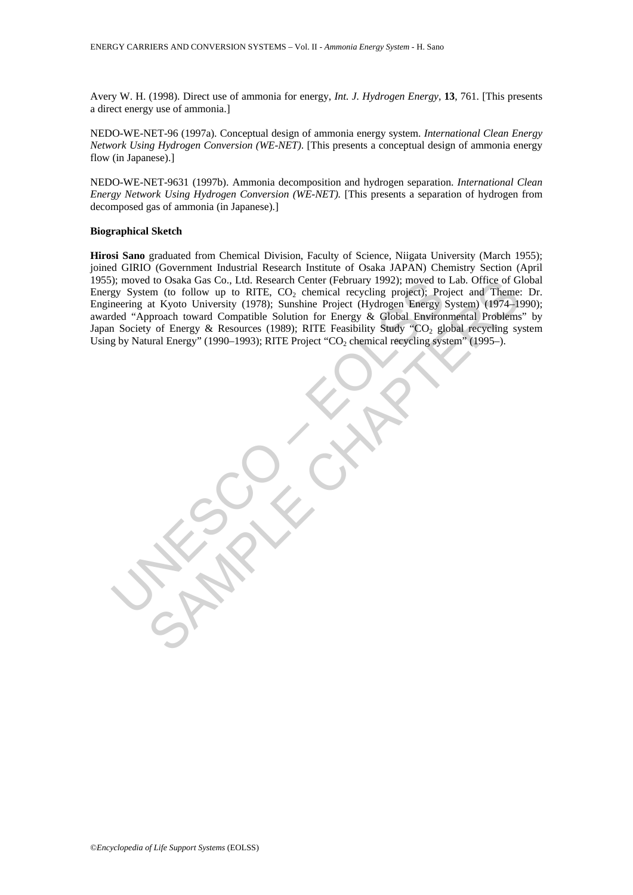Avery W. H. (1998). Direct use of ammonia for energy, *Int. J. Hydrogen Energy*, **13**, 761. [This presents a direct energy use of ammonia.]

NEDO-WE-NET-96 (1997a). Conceptual design of ammonia energy system. *International Clean Energy Network Using Hydrogen Conversion (WE-NET)*. [This presents a conceptual design of ammonia energy flow (in Japanese).]

NEDO-WE-NET-9631 (1997b). Ammonia decomposition and hydrogen separation. *International Clean Energy Network Using Hydrogen Conversion (WE-NET).* [This presents a separation of hydrogen from decomposed gas of ammonia (in Japanese).]

### Biographical Sketch

**Hirosi Sano** graduated from Chemical Division, Faculty of Science, Niigata University (March 1955); joined GIRIO (Government Industrial Research Institute of Osaka JAPAN) Chemistry Section (April 1955); moved to Osaka Gas Co., Ltd. Research Center (February 1992); moved to Lab. Office of Global Energy System (to follow up to RITE, $CO_2$ chemical recycling project); Project and Theme: Dr. Engineering at Kyoto University (1978); Sunshine Project (Hydrogen Energy System) (1974–1990); awarded "Approach toward Compatible Solution for Energy & Global Environmental Problems" by Japan Society of Energy & Resources (1989); RITE Feasibility Study "$CO_2$ global recycling system Using by Natural Energy" (1990–1993); RITE Project "$CO_2$ chemical recycling system" (1995–).